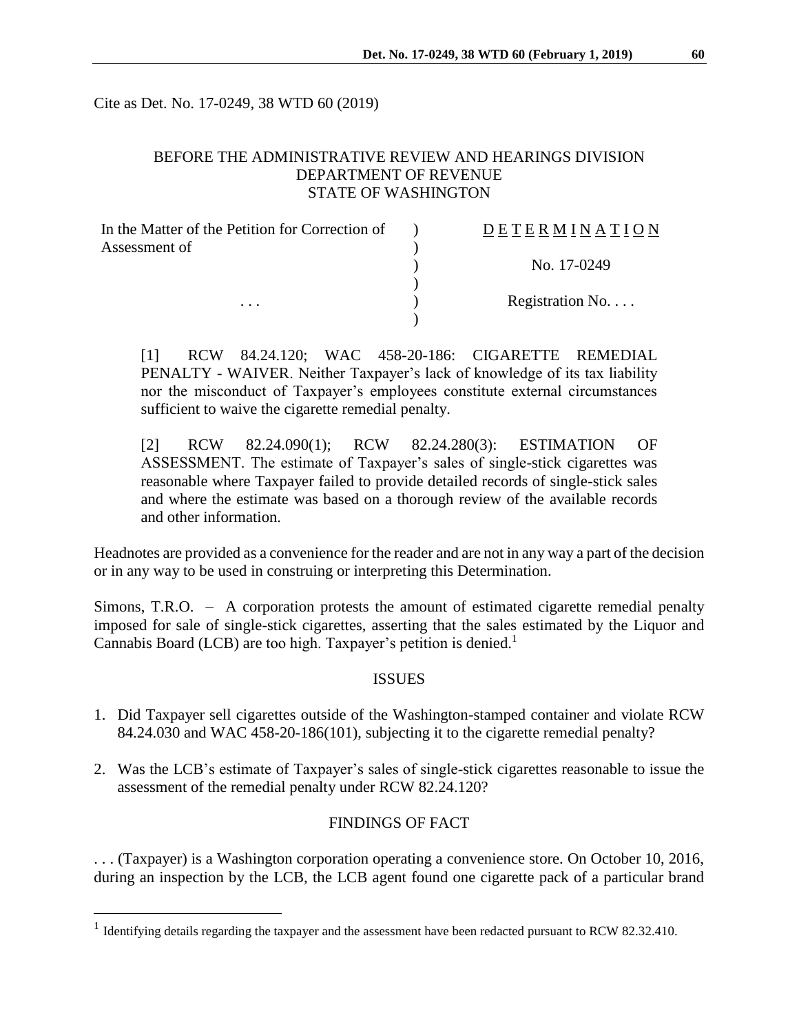Cite as Det. No. 17-0249, 38 WTD 60 (2019)

BEFORE THE ADMINISTRATIVE REVIEW AND HEARINGS DIVISION
DEPARTMENT OF REVENUE
STATE OF WASHINGTON

| In the Matter of the Petition for Correction of Assessment of | ) | D E T E R M I N A T I O N |
|---|---|---|
| | ) | No. 17-0249 |
| . . . | ) | Registration No. . . . |

[1] RCW 84.24.120; WAC 458-20-186: CIGARETTE REMEDIAL PENALTY - WAIVER. Neither Taxpayer's lack of knowledge of its tax liability nor the misconduct of Taxpayer's employees constitute external circumstances sufficient to waive the cigarette remedial penalty.

[2] RCW 82.24.090(1); RCW 82.24.280(3): ESTIMATION OF ASSESSMENT. The estimate of Taxpayer's sales of single-stick cigarettes was reasonable where Taxpayer failed to provide detailed records of single-stick sales and where the estimate was based on a thorough review of the available records and other information.

Headnotes are provided as a convenience for the reader and are not in any way a part of the decision or in any way to be used in construing or interpreting this Determination.

Simons, T.R.O. – A corporation protests the amount of estimated cigarette remedial penalty imposed for sale of single-stick cigarettes, asserting that the sales estimated by the Liquor and Cannabis Board (LCB) are too high. Taxpayer's petition is denied.[1]

## ISSUES

1. Did Taxpayer sell cigarettes outside of the Washington-stamped container and violate RCW 84.24.030 and WAC 458-20-186(101), subjecting it to the cigarette remedial penalty?
2. Was the LCB's estimate of Taxpayer's sales of single-stick cigarettes reasonable to issue the assessment of the remedial penalty under RCW 82.24.120?

## FINDINGS OF FACT

. . . (Taxpayer) is a Washington corporation operating a convenience store. On October 10, 2016, during an inspection by the LCB, the LCB agent found one cigarette pack of a particular brand

[1] Identifying details regarding the taxpayer and the assessment have been redacted pursuant to RCW 82.32.410.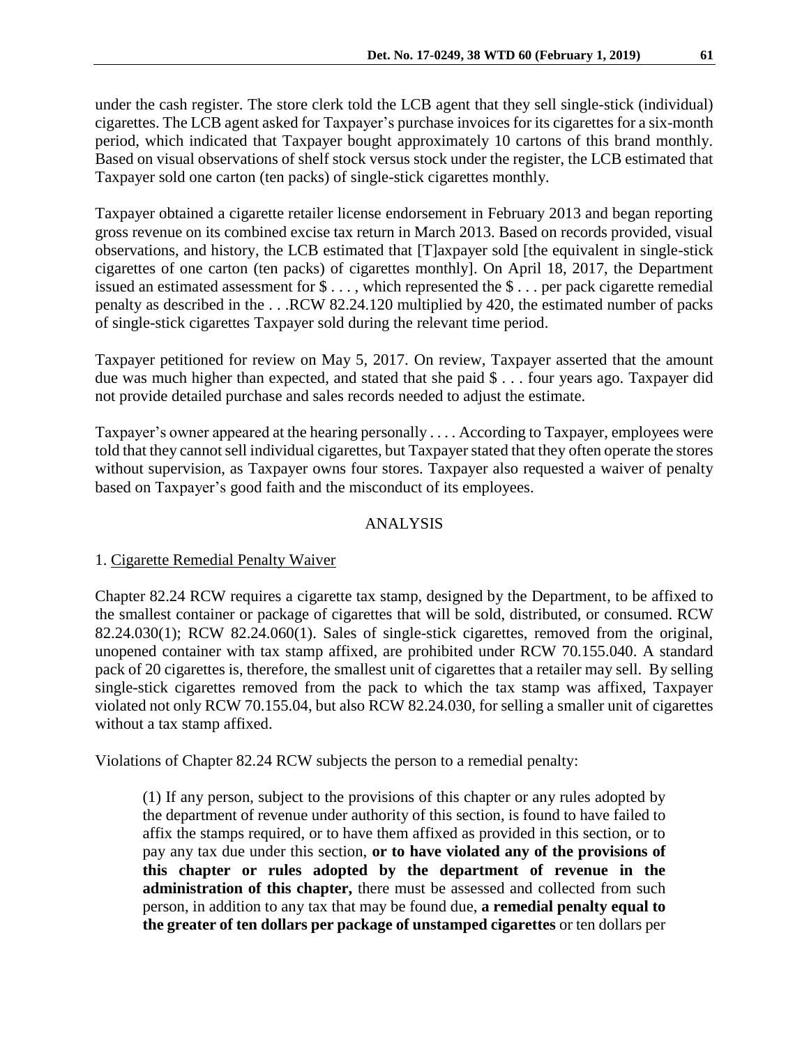under the cash register. The store clerk told the LCB agent that they sell single-stick (individual) cigarettes. The LCB agent asked for Taxpayer's purchase invoices for its cigarettes for a six-month period, which indicated that Taxpayer bought approximately 10 cartons of this brand monthly. Based on visual observations of shelf stock versus stock under the register, the LCB estimated that Taxpayer sold one carton (ten packs) of single-stick cigarettes monthly.

Taxpayer obtained a cigarette retailer license endorsement in February 2013 and began reporting gross revenue on its combined excise tax return in March 2013. Based on records provided, visual observations, and history, the LCB estimated that [T]axpayer sold [the equivalent in single-stick cigarettes of one carton (ten packs) of cigarettes monthly]. On April 18, 2017, the Department issued an estimated assessment for $ . . . , which represented the $ . . . per pack cigarette remedial penalty as described in the . . .RCW 82.24.120 multiplied by 420, the estimated number of packs of single-stick cigarettes Taxpayer sold during the relevant time period.

Taxpayer petitioned for review on May 5, 2017. On review, Taxpayer asserted that the amount due was much higher than expected, and stated that she paid $ . . . four years ago. Taxpayer did not provide detailed purchase and sales records needed to adjust the estimate.

Taxpayer's owner appeared at the hearing personally . . . . According to Taxpayer, employees were told that they cannot sell individual cigarettes, but Taxpayer stated that they often operate the stores without supervision, as Taxpayer owns four stores. Taxpayer also requested a waiver of penalty based on Taxpayer's good faith and the misconduct of its employees.

## ANALYSIS

### 1. Cigarette Remedial Penalty Waiver

Chapter 82.24 RCW requires a cigarette tax stamp, designed by the Department, to be affixed to the smallest container or package of cigarettes that will be sold, distributed, or consumed. RCW 82.24.030(1); RCW 82.24.060(1). Sales of single-stick cigarettes, removed from the original, unopened container with tax stamp affixed, are prohibited under RCW 70.155.040. A standard pack of 20 cigarettes is, therefore, the smallest unit of cigarettes that a retailer may sell. By selling single-stick cigarettes removed from the pack to which the tax stamp was affixed, Taxpayer violated not only RCW 70.155.04, but also RCW 82.24.030, for selling a smaller unit of cigarettes without a tax stamp affixed.

Violations of Chapter 82.24 RCW subjects the person to a remedial penalty:

> (1) If any person, subject to the provisions of this chapter or any rules adopted by the department of revenue under authority of this section, is found to have failed to affix the stamps required, or to have them affixed as provided in this section, or to pay any tax due under this section, **or to have violated any of the provisions of this chapter or rules adopted by the department of revenue in the administration of this chapter,** there must be assessed and collected from such person, in addition to any tax that may be found due, **a remedial penalty equal to the greater of ten dollars per package of unstamped cigarettes** or ten dollars per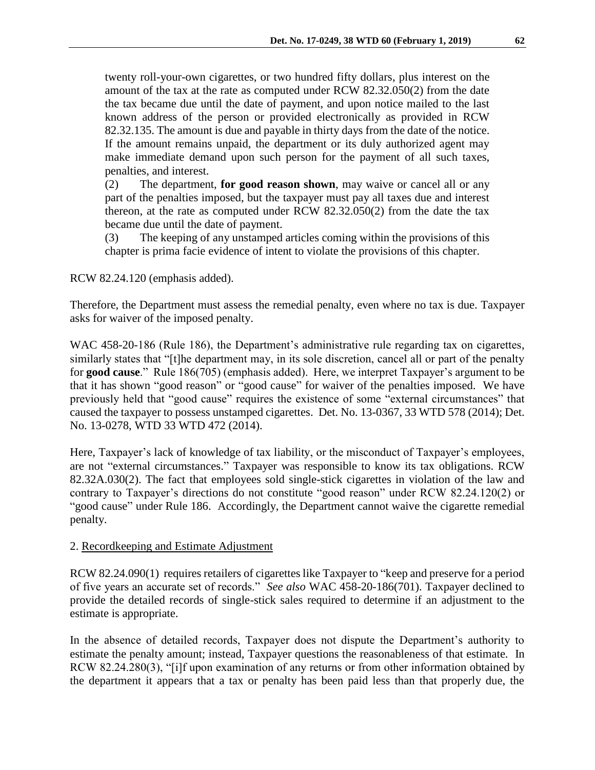> twenty roll-your-own cigarettes, or two hundred fifty dollars, plus interest on the amount of the tax at the rate as computed under RCW 82.32.050(2) from the date the tax became due until the date of payment, and upon notice mailed to the last known address of the person or provided electronically as provided in RCW 82.32.135. The amount is due and payable in thirty days from the date of the notice. If the amount remains unpaid, the department or its duly authorized agent may make immediate demand upon such person for the payment of all such taxes, penalties, and interest.
>
> (2) The department, **for good reason shown**, may waive or cancel all or any part of the penalties imposed, but the taxpayer must pay all taxes due and interest thereon, at the rate as computed under RCW 82.32.050(2) from the date the tax became due until the date of payment.
>
> (3) The keeping of any unstamped articles coming within the provisions of this chapter is prima facie evidence of intent to violate the provisions of this chapter.

RCW 82.24.120 (emphasis added).

Therefore, the Department must assess the remedial penalty, even where no tax is due. Taxpayer asks for waiver of the imposed penalty.

WAC 458-20-186 (Rule 186), the Department's administrative rule regarding tax on cigarettes, similarly states that "[t]he department may, in its sole discretion, cancel all or part of the penalty for **good cause**." Rule 186(705) (emphasis added). Here, we interpret Taxpayer's argument to be that it has shown "good reason" or "good cause" for waiver of the penalties imposed. We have previously held that "good cause" requires the existence of some "external circumstances" that caused the taxpayer to possess unstamped cigarettes. Det. No. 13-0367, 33 WTD 578 (2014); Det. No. 13-0278, WTD 33 WTD 472 (2014).

Here, Taxpayer's lack of knowledge of tax liability, or the misconduct of Taxpayer's employees, are not "external circumstances." Taxpayer was responsible to know its tax obligations. RCW 82.32A.030(2). The fact that employees sold single-stick cigarettes in violation of the law and contrary to Taxpayer's directions do not constitute "good reason" under RCW 82.24.120(2) or "good cause" under Rule 186. Accordingly, the Department cannot waive the cigarette remedial penalty.

2. <u>Recordkeeping and Estimate Adjustment</u>

RCW 82.24.090(1) requires retailers of cigarettes like Taxpayer to "keep and preserve for a period of five years an accurate set of records." *See also* WAC 458-20-186(701). Taxpayer declined to provide the detailed records of single-stick sales required to determine if an adjustment to the estimate is appropriate.

In the absence of detailed records, Taxpayer does not dispute the Department's authority to estimate the penalty amount; instead, Taxpayer questions the reasonableness of that estimate. In RCW 82.24.280(3), "[i]f upon examination of any returns or from other information obtained by the department it appears that a tax or penalty has been paid less than that properly due, the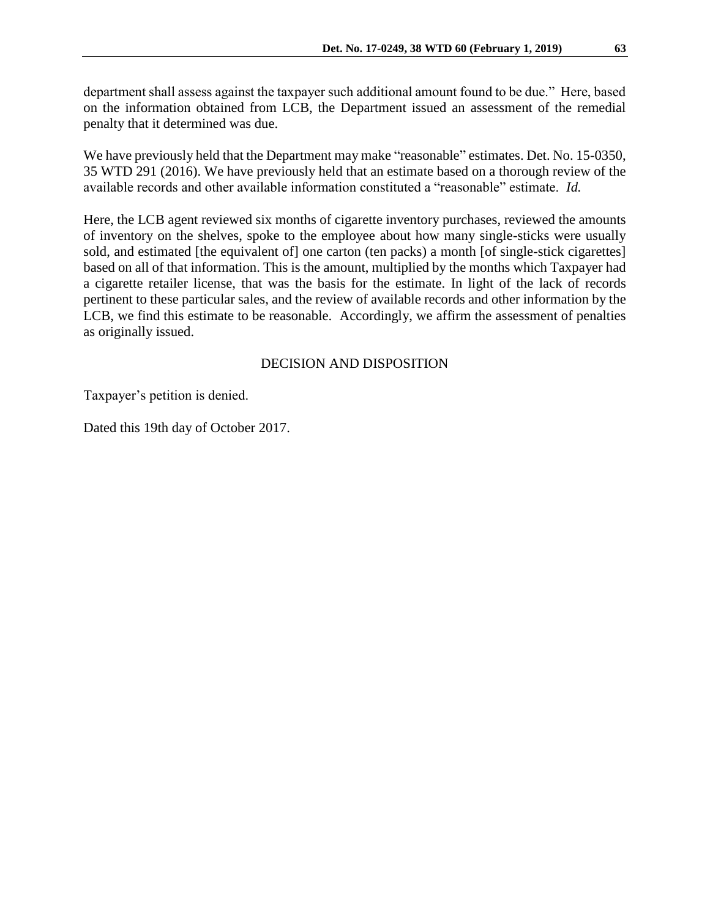department shall assess against the taxpayer such additional amount found to be due." Here, based on the information obtained from LCB, the Department issued an assessment of the remedial penalty that it determined was due.

We have previously held that the Department may make "reasonable" estimates. Det. No. 15-0350, 35 WTD 291 (2016). We have previously held that an estimate based on a thorough review of the available records and other available information constituted a "reasonable" estimate. *Id.*

Here, the LCB agent reviewed six months of cigarette inventory purchases, reviewed the amounts of inventory on the shelves, spoke to the employee about how many single-sticks were usually sold, and estimated [the equivalent of] one carton (ten packs) a month [of single-stick cigarettes] based on all of that information. This is the amount, multiplied by the months which Taxpayer had a cigarette retailer license, that was the basis for the estimate. In light of the lack of records pertinent to these particular sales, and the review of available records and other information by the LCB, we find this estimate to be reasonable. Accordingly, we affirm the assessment of penalties as originally issued.

## DECISION AND DISPOSITION

Taxpayer's petition is denied.

Dated this 19th day of October 2017.